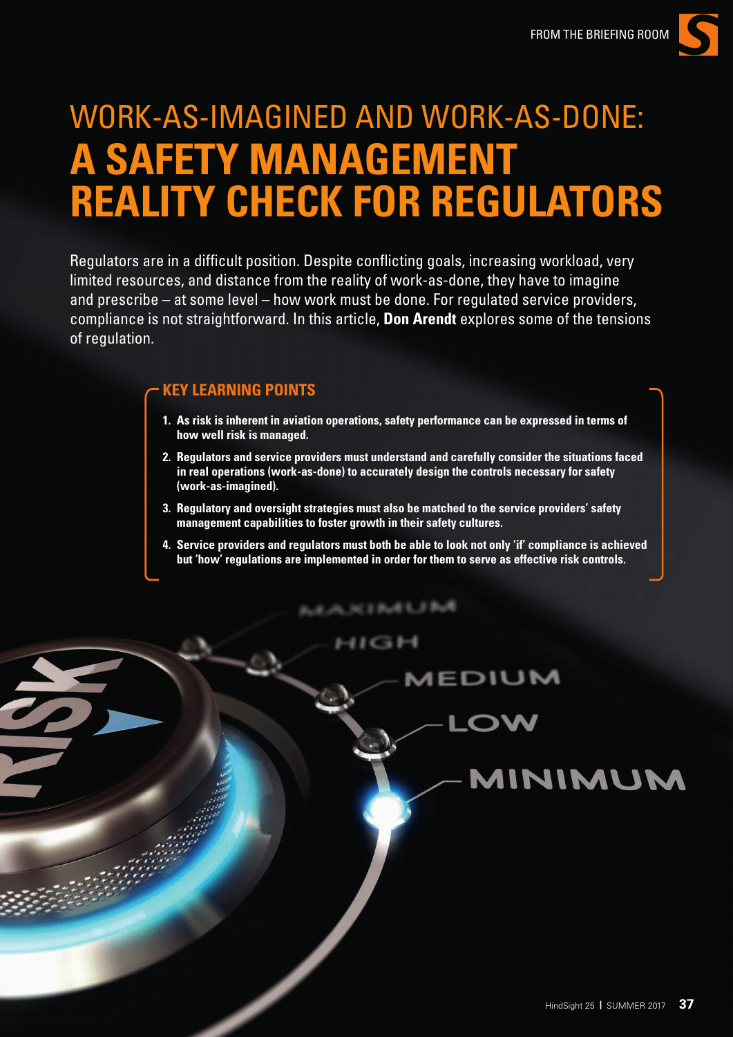# WORK-AS-IMAGINED AND WORK-AS-DONE: **A SAFETY MANAGEMENT REALITY CHECK FOR REGULATORS**

Regulators are in a difficult position. Despite conflicting goals, increasing workload, very limited resources, and distance from the reality of work-as-done, they have to imagine and prescribe – at some level – how work must be done. For regulated service providers, compliance is not straightforward. In this article, **Don Arendt** explores some of the tensions of regulation.

## KEY LEARNING POINTS

1. **As risk is inherent in aviation operations, safety performance can be expressed in terms of how well risk is managed.**
2. **Regulators and service providers must understand and carefully consider the situations faced in real operations (work-as-done) to accurately design the controls necessary for safety (work-as-imagined).**
3. **Regulatory and oversight strategies must also be matched to the service providers' safety management capabilities to foster growth in their safety cultures.**
4. **Service providers and regulators must both be able to look not only 'if' compliance is achieved but 'how' regulations are implemented in order for them to serve as effective risk controls.**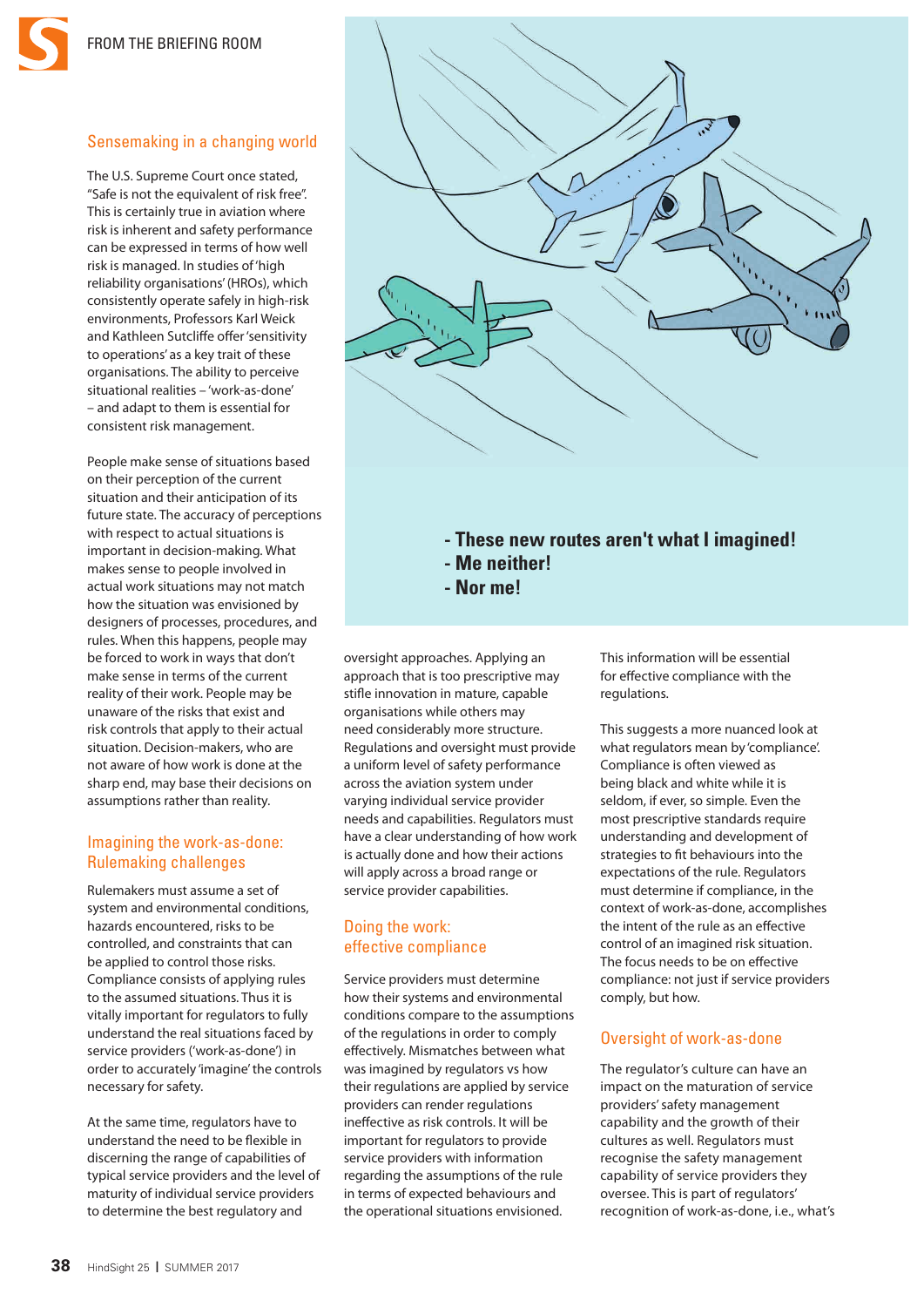## Sensemaking in a changing world

The U.S. Supreme Court once stated, "Safe is not the equivalent of risk free". This is certainly true in aviation where risk is inherent and safety performance can be expressed in terms of how well risk is managed. In studies of 'high reliability organisations' (HROs), which consistently operate safely in high-risk environments, Professors Karl Weick and Kathleen Sutcliffe offer 'sensitivity to operations' as a key trait of these organisations. The ability to perceive situational realities – 'work-as-done' – and adapt to them is essential for consistent risk management.

People make sense of situations based on their perception of the current situation and their anticipation of its future state. The accuracy of perceptions with respect to actual situations is important in decision-making. What makes sense to people involved in actual work situations may not match how the situation was envisioned by designers of processes, procedures, and rules. When this happens, people may be forced to work in ways that don't make sense in terms of the current reality of their work. People may be unaware of the risks that exist and risk controls that apply to their actual situation. Decision-makers, who are not aware of how work is done at the sharp end, may base their decisions on assumptions rather than reality.

## Imagining the work-as-done: Rulemaking challenges

Rulemakers must assume a set of system and environmental conditions, hazards encountered, risks to be controlled, and constraints that can be applied to control those risks. Compliance consists of applying rules to the assumed situations. Thus it is vitally important for regulators to fully understand the real situations faced by service providers ('work-as-done') in order to accurately 'imagine' the controls necessary for safety.

At the same time, regulators have to understand the need to be flexible in discerning the range of capabilities of typical service providers and the level of maturity of individual service providers to determine the best regulatory and oversight approaches. Applying an approach that is too prescriptive may stifle innovation in mature, capable organisations while others may need considerably more structure. Regulations and oversight must provide a uniform level of safety performance across the aviation system under varying individual service provider needs and capabilities. Regulators must have a clear understanding of how work is actually done and how their actions will apply across a broad range or service provider capabilities.

- These new routes aren't what I imagined!
- Me neither!
- Nor me!

## Doing the work: effective compliance

Service providers must determine how their systems and environmental conditions compare to the assumptions of the regulations in order to comply effectively. Mismatches between what was imagined by regulators vs how their regulations are applied by service providers can render regulations ineffective as risk controls. It will be important for regulators to provide service providers with information regarding the assumptions of the rule in terms of expected behaviours and the operational situations envisioned. This information will be essential for effective compliance with the regulations.

This suggests a more nuanced look at what regulators mean by 'compliance'. Compliance is often viewed as being black and white while it is seldom, if ever, so simple. Even the most prescriptive standards require understanding and development of strategies to fit behaviours into the expectations of the rule. Regulators must determine if compliance, in the context of work-as-done, accomplishes the intent of the rule as an effective control of an imagined risk situation. The focus needs to be on effective compliance: not just if service providers comply, but how.

## Oversight of work-as-done

The regulator's culture can have an impact on the maturation of service providers' safety management capability and the growth of their cultures as well. Regulators must recognise the safety management capability of service providers they oversee. This is part of regulators' recognition of work-as-done, i.e., what's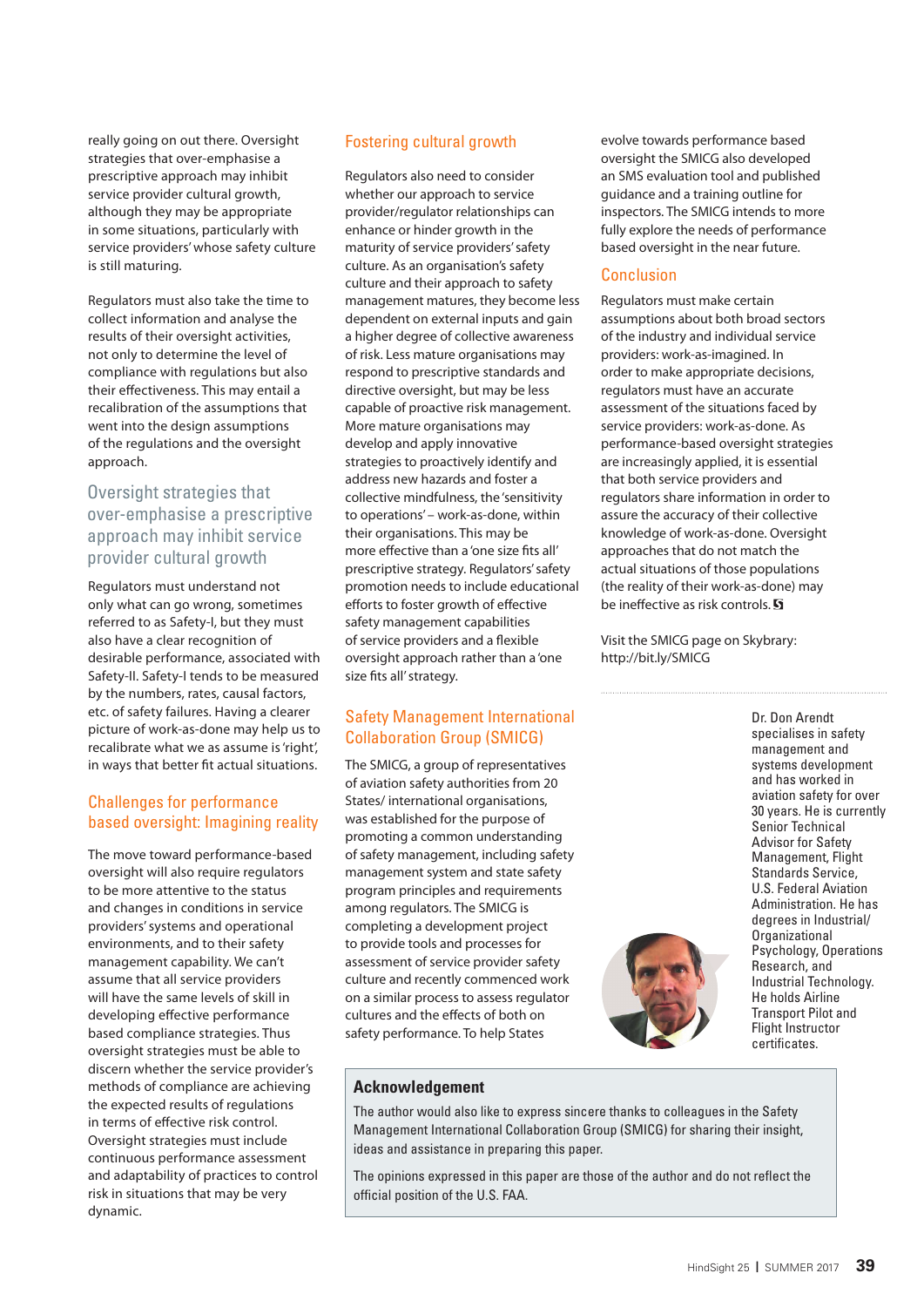really going on out there. Oversight strategies that over-emphasise a prescriptive approach may inhibit service provider cultural growth, although they may be appropriate in some situations, particularly with service providers' whose safety culture is still maturing.

Regulators must also take the time to collect information and analyse the results of their oversight activities, not only to determine the level of compliance with regulations but also their effectiveness. This may entail a recalibration of the assumptions that went into the design assumptions of the regulations and the oversight approach.

> Oversight strategies that over-emphasise a prescriptive approach may inhibit service provider cultural growth

Regulators must understand not only what can go wrong, sometimes referred to as Safety-I, but they must also have a clear recognition of desirable performance, associated with Safety-II. Safety-I tends to be measured by the numbers, rates, causal factors, etc. of safety failures. Having a clearer picture of work-as-done may help us to recalibrate what we as assume is 'right', in ways that better fit actual situations.

## Challenges for performance based oversight: Imagining reality

The move toward performance-based oversight will also require regulators to be more attentive to the status and changes in conditions in service providers' systems and operational environments, and to their safety management capability. We can't assume that all service providers will have the same levels of skill in developing effective performance based compliance strategies. Thus oversight strategies must be able to discern whether the service provider's methods of compliance are achieving the expected results of regulations in terms of effective risk control. Oversight strategies must include continuous performance assessment and adaptability of practices to control risk in situations that may be very dynamic.

## Fostering cultural growth

Regulators also need to consider whether our approach to service provider/regulator relationships can enhance or hinder growth in the maturity of service providers' safety culture. As an organisation's safety culture and their approach to safety management matures, they become less dependent on external inputs and gain a higher degree of collective awareness of risk. Less mature organisations may respond to prescriptive standards and directive oversight, but may be less capable of proactive risk management. More mature organisations may develop and apply innovative strategies to proactively identify and address new hazards and foster a collective mindfulness, the 'sensitivity to operations' – work-as-done, within their organisations. This may be more effective than a 'one size fits all' prescriptive strategy. Regulators' safety promotion needs to include educational efforts to foster growth of effective safety management capabilities of service providers and a flexible oversight approach rather than a 'one size fits all' strategy.

## Safety Management International Collaboration Group (SMICG)

The SMICG, a group of representatives of aviation safety authorities from 20 States/ international organisations, was established for the purpose of promoting a common understanding of safety management, including safety management system and state safety program principles and requirements among regulators. The SMICG is completing a development project to provide tools and processes for assessment of service provider safety culture and recently commenced work on a similar process to assess regulator cultures and the effects of both on safety performance. To help States evolve towards performance based oversight the SMICG also developed an SMS evaluation tool and published guidance and a training outline for inspectors. The SMICG intends to more fully explore the needs of performance based oversight in the near future.

## Conclusion

Regulators must make certain assumptions about both broad sectors of the industry and individual service providers: work-as-imagined. In order to make appropriate decisions, regulators must have an accurate assessment of the situations faced by service providers: work-as-done. As performance-based oversight strategies are increasingly applied, it is essential that both service providers and regulators share information in order to assure the accuracy of their collective knowledge of work-as-done. Oversight approaches that do not match the actual situations of those populations (the reality of their work-as-done) may be ineffective as risk controls.

Visit the SMICG page on Skybrary: http://bit.ly/SMICG

---

Dr. Don Arendt specialises in safety management and systems development and has worked in aviation safety for over 30 years. He is currently Senior Technical Advisor for Safety Management, Flight Standards Service, U.S. Federal Aviation Administration. He has degrees in Industrial/ Organizational Psychology, Operations Research, and Industrial Technology. He holds Airline Transport Pilot and Flight Instructor certificates.

### Acknowledgement

The author would also like to express sincere thanks to colleagues in the Safety Management International Collaboration Group (SMICG) for sharing their insight, ideas and assistance in preparing this paper.

The opinions expressed in this paper are those of the author and do not reflect the official position of the U.S. FAA.